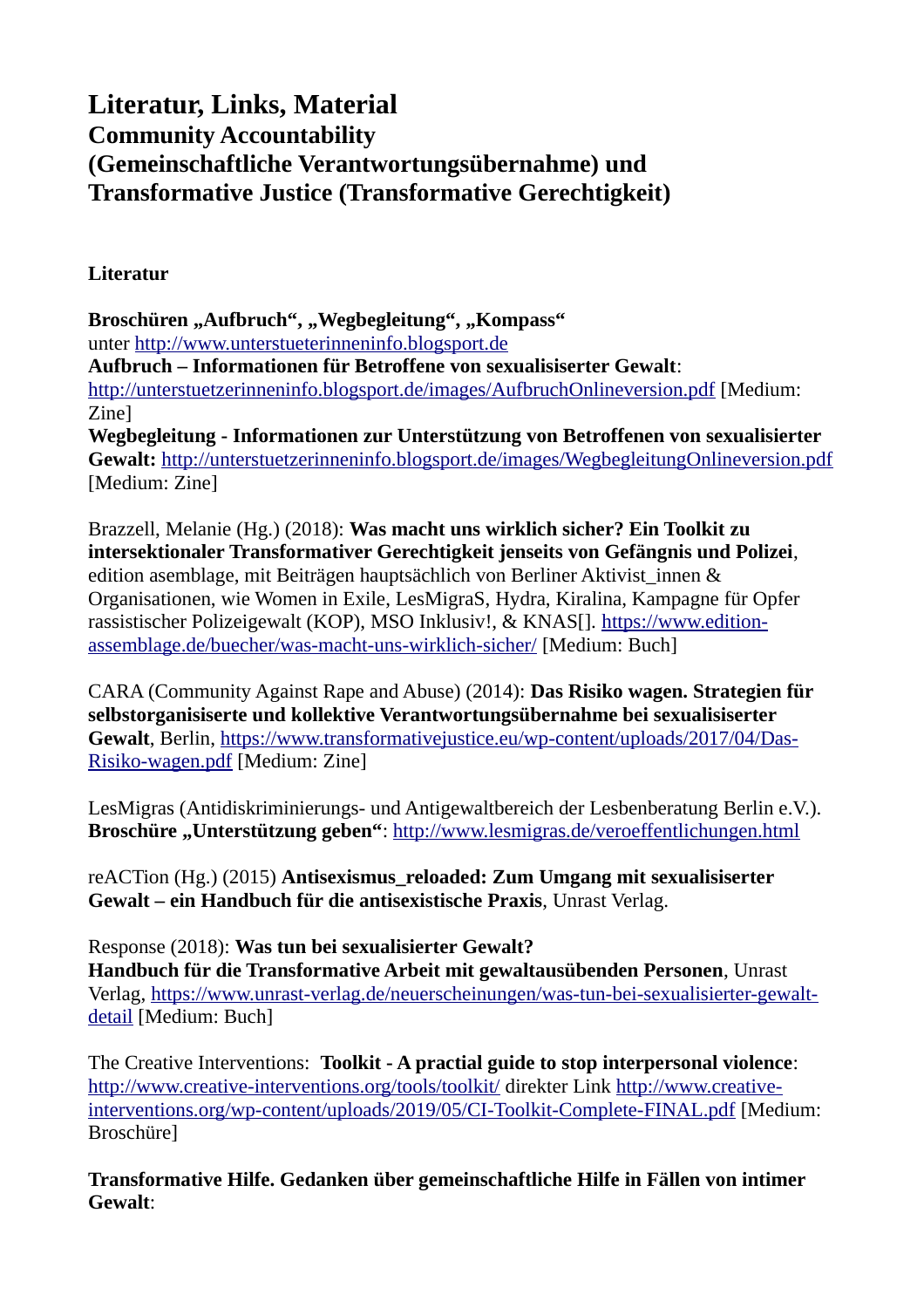# Literatur, Links, Material
## Community Accountability (Gemeinschaftliche Verantwortungsübernahme) und Transformative Justice (Transformative Gerechtigkeit)

### Literatur

**Broschüren „Aufbruch", „Wegbegleitung", „Kompass"**
unter http://www.unterstueterinneninfo.blogsport.de
**Aufbruch – Informationen für Betroffene von sexualisiserter Gewalt**:
http://unterstuetzerinneninfo.blogsport.de/images/AufbruchOnlineversion.pdf [Medium: Zine]
**Wegbegleitung - Informationen zur Unterstützung von Betroffenen von sexualisierter Gewalt:** http://unterstuetzerinneninfo.blogsport.de/images/WegbegleitungOnlineversion.pdf [Medium: Zine]

Brazzell, Melanie (Hg.) (2018): **Was macht uns wirklich sicher? Ein Toolkit zu intersektionaler Transformativer Gerechtigkeit jenseits von Gefängnis und Polizei**, edition asemblage, mit Beiträgen hauptsächlich von Berliner Aktivist_innen & Organisationen, wie Women in Exile, LesMigraS, Hydra, Kiralina, Kampagne für Opfer rassistischer Polizeigewalt (KOP), MSO Inklusiv!, & KNAS[]. https://www.edition-assemblage.de/buecher/was-macht-uns-wirklich-sicher/ [Medium: Buch]

CARA (Community Against Rape and Abuse) (2014): **Das Risiko wagen. Strategien für selbstorganisiserte und kollektive Verantwortungsübernahme bei sexualisiserter Gewalt**, Berlin, https://www.transformativejustice.eu/wp-content/uploads/2017/04/Das-Risiko-wagen.pdf [Medium: Zine]

LesMigras (Antidiskriminierungs- und Antigewaltbereich der Lesbenberatung Berlin e.V.). **Broschüre „Unterstützung geben"**: http://www.lesmigras.de/veroeffentlichungen.html

reACTion (Hg.) (2015) **Antisexismus_reloaded: Zum Umgang mit sexualisiserter Gewalt – ein Handbuch für die antisexistische Praxis**, Unrast Verlag.

Response (2018): **Was tun bei sexualisierter Gewalt?**
**Handbuch für die Transformative Arbeit mit gewaltausübenden Personen**, Unrast Verlag, https://www.unrast-verlag.de/neuerscheinungen/was-tun-bei-sexualisierter-gewalt-detail [Medium: Buch]

The Creative Interventions: **Toolkit - A practial guide to stop interpersonal violence**: http://www.creative-interventions.org/tools/toolkit/ direkter Link http://www.creative-interventions.org/wp-content/uploads/2019/05/CI-Toolkit-Complete-FINAL.pdf [Medium: Broschüre]

**Transformative Hilfe. Gedanken über gemeinschaftliche Hilfe in Fällen von intimer Gewalt**: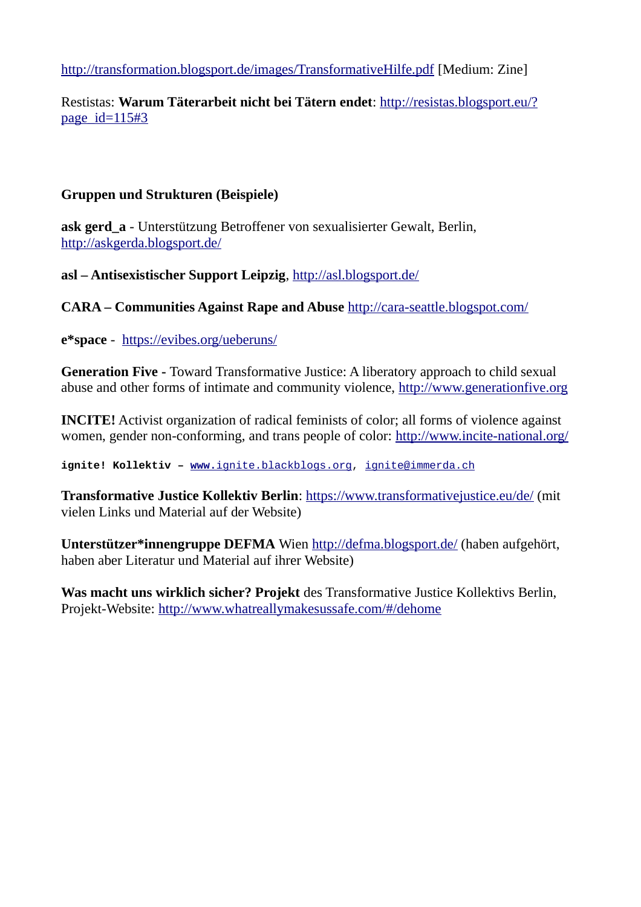http://transformation.blogsport.de/images/TransformativeHilfe.pdf [Medium: Zine]

Restistas: **Warum Täterarbeit nicht bei Tätern endet**: http://resistas.blogsport.eu/?page_id=115#3

**Gruppen und Strukturen (Beispiele)**

**ask gerd_a** - Unterstützung Betroffener von sexualisierter Gewalt, Berlin, http://askgerda.blogsport.de/

**asl – Antisexistischer Support Leipzig**, http://asl.blogsport.de/

**CARA – Communities Against Rape and Abuse** http://cara-seattle.blogspot.com/

**e*space** - https://evibes.org/ueberuns/

**Generation Five** - Toward Transformative Justice: A liberatory approach to child sexual abuse and other forms of intimate and community violence, http://www.generationfive.org

**INCITE!** Activist organization of radical feminists of color; all forms of violence against women, gender non-conforming, and trans people of color: http://www.incite-national.org/

**ignite! Kollektiv** – www.ignite.blackblogs.org, ignite@immerda.ch

**Transformative Justice Kollektiv Berlin**: https://www.transformativejustice.eu/de/ (mit vielen Links und Material auf der Website)

**Unterstützer*innengruppe DEFMA** Wien http://defma.blogsport.de/ (haben aufgehört, haben aber Literatur und Material auf ihrer Website)

**Was macht uns wirklich sicher? Projekt** des Transformative Justice Kollektivs Berlin, Projekt-Website: http://www.whatreallymakesussafe.com/#/dehome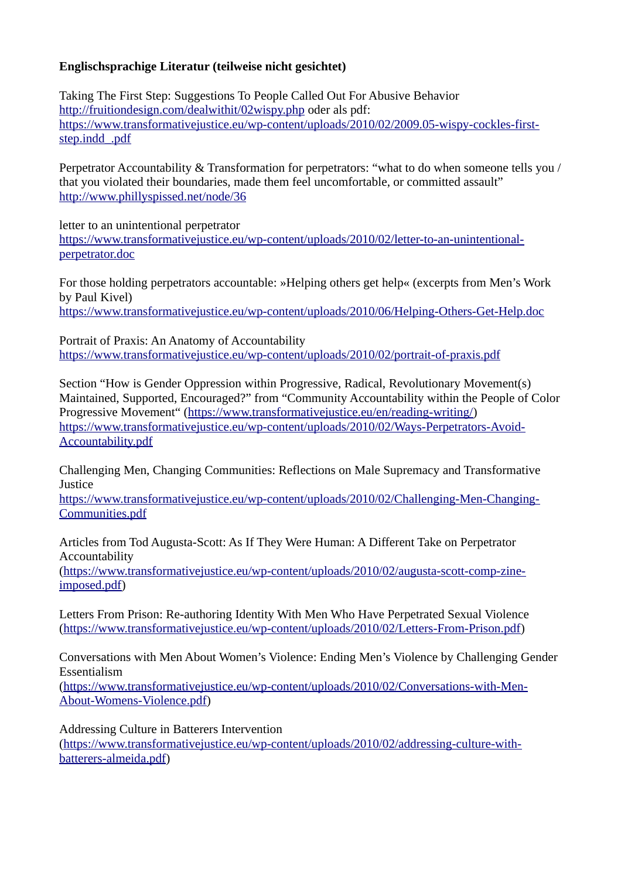**Englischsprachige Literatur (teilweise nicht gesichtet)**

Taking The First Step: Suggestions To People Called Out For Abusive Behavior
http://fruitiondesign.com/dealwithit/02wispy.php oder als pdf:
https://www.transformativejustice.eu/wp-content/uploads/2010/02/2009.05-wispy-cockles-first-step.indd_.pdf

Perpetrator Accountability & Transformation for perpetrators: “what to do when someone tells you / that you violated their boundaries, made them feel uncomfortable, or committed assault”
http://www.phillyspissed.net/node/36

letter to an unintentional perpetrator
https://www.transformativejustice.eu/wp-content/uploads/2010/02/letter-to-an-unintentional-perpetrator.doc

For those holding perpetrators accountable: »Helping others get help« (excerpts from Men’s Work by Paul Kivel)
https://www.transformativejustice.eu/wp-content/uploads/2010/06/Helping-Others-Get-Help.doc

Portrait of Praxis: An Anatomy of Accountability
https://www.transformativejustice.eu/wp-content/uploads/2010/02/portrait-of-praxis.pdf

Section “How is Gender Oppression within Progressive, Radical, Revolutionary Movement(s) Maintained, Supported, Encouraged?” from “Community Accountability within the People of Color Progressive Movement“ (https://www.transformativejustice.eu/en/reading-writing/)
https://www.transformativejustice.eu/wp-content/uploads/2010/02/Ways-Perpetrators-Avoid-Accountability.pdf

Challenging Men, Changing Communities: Reflections on Male Supremacy and Transformative Justice
https://www.transformativejustice.eu/wp-content/uploads/2010/02/Challenging-Men-Changing-Communities.pdf

Articles from Tod Augusta-Scott: As If They Were Human: A Different Take on Perpetrator Accountability
(https://www.transformativejustice.eu/wp-content/uploads/2010/02/augusta-scott-comp-zine-imposed.pdf)

Letters From Prison: Re-authoring Identity With Men Who Have Perpetrated Sexual Violence
(https://www.transformativejustice.eu/wp-content/uploads/2010/02/Letters-From-Prison.pdf)

Conversations with Men About Women’s Violence: Ending Men’s Violence by Challenging Gender Essentialism
(https://www.transformativejustice.eu/wp-content/uploads/2010/02/Conversations-with-Men-About-Womens-Violence.pdf)

Addressing Culture in Batterers Intervention
(https://www.transformativejustice.eu/wp-content/uploads/2010/02/addressing-culture-with-batterers-almeida.pdf)